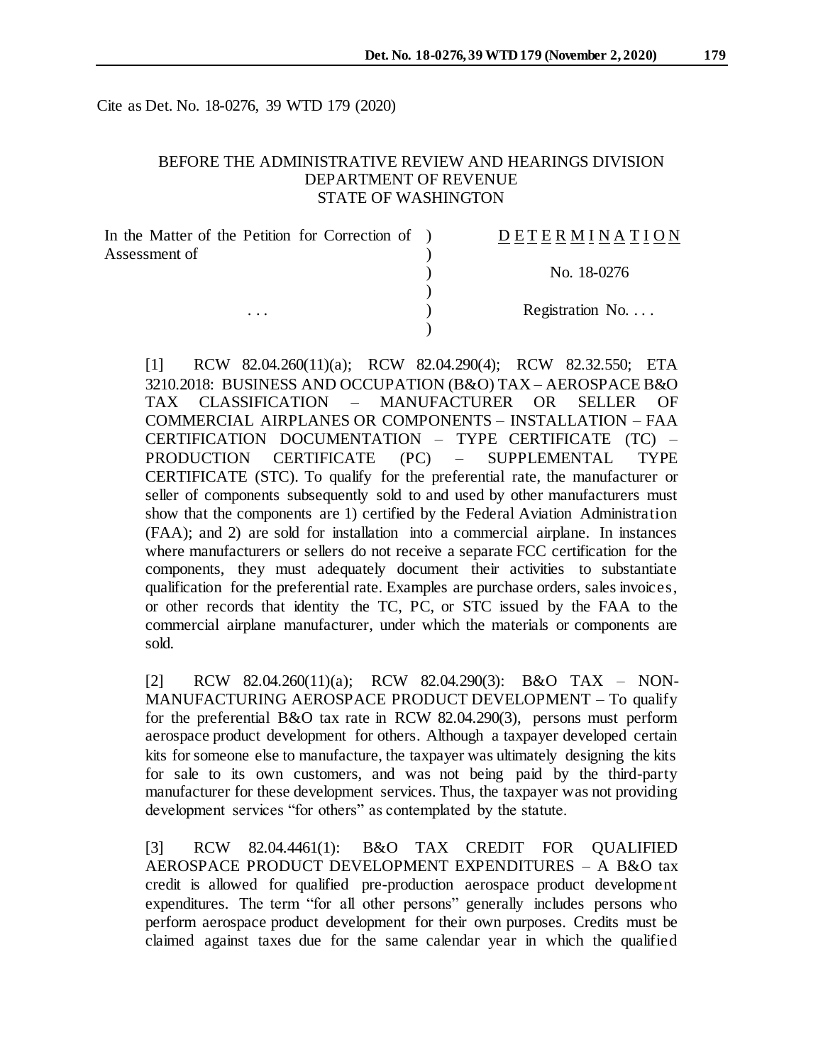Cite as Det. No. 18-0276, 39 WTD 179 (2020)

BEFORE THE ADMINISTRATIVE REVIEW AND HEARINGS DIVISION
DEPARTMENT OF REVENUE
STATE OF WASHINGTON

| | |
|---|---|
| In the Matter of the Petition for Correction of Assessment of | D E T E R M I N A T I O N |
| | No. 18-0276 |
| . . . | Registration No. . . . |

[1] RCW 82.04.260(11)(a); RCW 82.04.290(4); RCW 82.32.550; ETA 3210.2018: BUSINESS AND OCCUPATION (B&O) TAX – AEROSPACE B&O TAX CLASSIFICATION – MANUFACTURER OR SELLER OF COMMERCIAL AIRPLANES OR COMPONENTS – INSTALLATION – FAA CERTIFICATION DOCUMENTATION – TYPE CERTIFICATE (TC) – PRODUCTION CERTIFICATE (PC) – SUPPLEMENTAL TYPE CERTIFICATE (STC). To qualify for the preferential rate, the manufacturer or seller of components subsequently sold to and used by other manufacturers must show that the components are 1) certified by the Federal Aviation Administration (FAA); and 2) are sold for installation into a commercial airplane. In instances where manufacturers or sellers do not receive a separate FCC certification for the components, they must adequately document their activities to substantiate qualification for the preferential rate. Examples are purchase orders, sales invoices, or other records that identity the TC, PC, or STC issued by the FAA to the commercial airplane manufacturer, under which the materials or components are sold.

[2] RCW 82.04.260(11)(a); RCW 82.04.290(3): B&O TAX – NON-MANUFACTURING AEROSPACE PRODUCT DEVELOPMENT – To qualify for the preferential B&O tax rate in RCW 82.04.290(3), persons must perform aerospace product development for others. Although a taxpayer developed certain kits for someone else to manufacture, the taxpayer was ultimately designing the kits for sale to its own customers, and was not being paid by the third-party manufacturer for these development services. Thus, the taxpayer was not providing development services "for others" as contemplated by the statute.

[3] RCW 82.04.4461(1): B&O TAX CREDIT FOR QUALIFIED AEROSPACE PRODUCT DEVELOPMENT EXPENDITURES – A B&O tax credit is allowed for qualified pre-production aerospace product development expenditures. The term "for all other persons" generally includes persons who perform aerospace product development for their own purposes. Credits must be claimed against taxes due for the same calendar year in which the qualified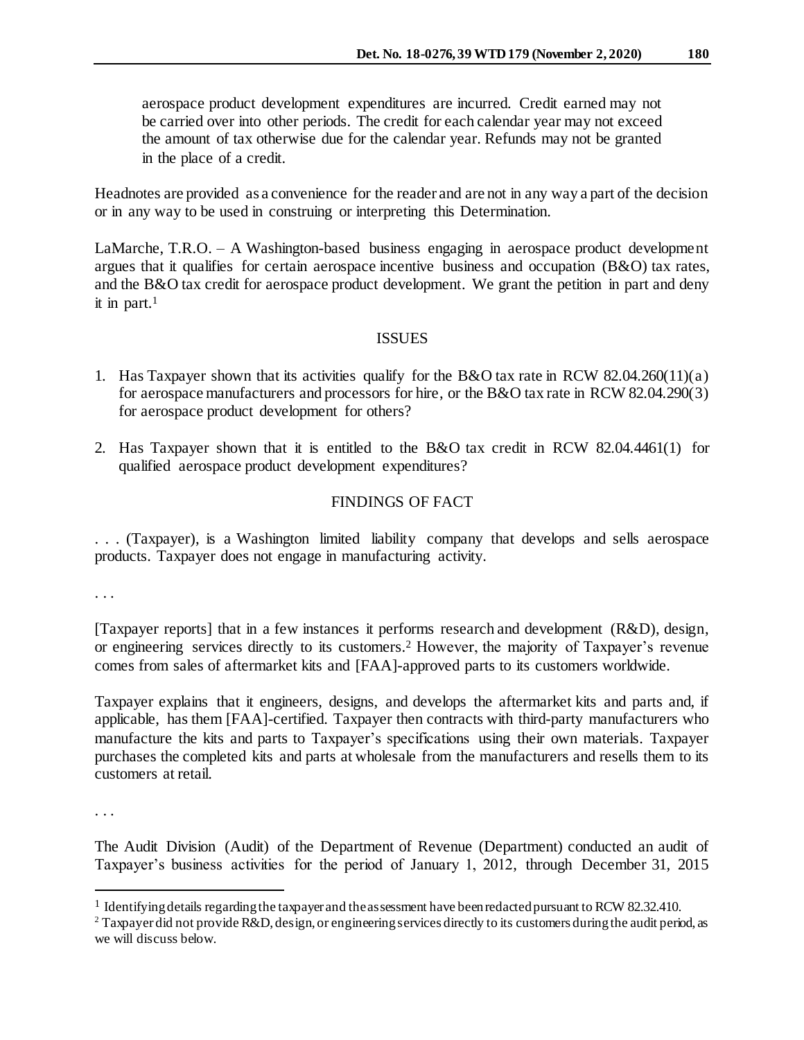aerospace product development expenditures are incurred. Credit earned may not be carried over into other periods. The credit for each calendar year may not exceed the amount of tax otherwise due for the calendar year. Refunds may not be granted in the place of a credit.

Headnotes are provided as a convenience for the reader and are not in any way a part of the decision or in any way to be used in construing or interpreting this Determination.

LaMarche, T.R.O. – A Washington-based business engaging in aerospace product development argues that it qualifies for certain aerospace incentive business and occupation (B&O) tax rates, and the B&O tax credit for aerospace product development. We grant the petition in part and deny it in part.[1]

## ISSUES

1. Has Taxpayer shown that its activities qualify for the B&O tax rate in RCW 82.04.260(11)(a) for aerospace manufacturers and processors for hire, or the B&O tax rate in RCW 82.04.290(3) for aerospace product development for others?
2. Has Taxpayer shown that it is entitled to the B&O tax credit in RCW 82.04.4461(1) for qualified aerospace product development expenditures?

## FINDINGS OF FACT

. . . (Taxpayer), is a Washington limited liability company that develops and sells aerospace products. Taxpayer does not engage in manufacturing activity.

. . .

[Taxpayer reports] that in a few instances it performs research and development (R&D), design, or engineering services directly to its customers.[2] However, the majority of Taxpayer's revenue comes from sales of aftermarket kits and [FAA]-approved parts to its customers worldwide.

Taxpayer explains that it engineers, designs, and develops the aftermarket kits and parts and, if applicable, has them [FAA]-certified. Taxpayer then contracts with third-party manufacturers who manufacture the kits and parts to Taxpayer's specifications using their own materials. Taxpayer purchases the completed kits and parts at wholesale from the manufacturers and resells them to its customers at retail.

. . .

The Audit Division (Audit) of the Department of Revenue (Department) conducted an audit of Taxpayer's business activities for the period of January 1, 2012, through December 31, 2015

---

[1] Identifying details regarding the taxpayer and the assessment have been redacted pursuant to RCW 82.32.410.

[2] Taxpayer did not provide R&D, design, or engineering services directly to its customers during the audit period, as we will discuss below.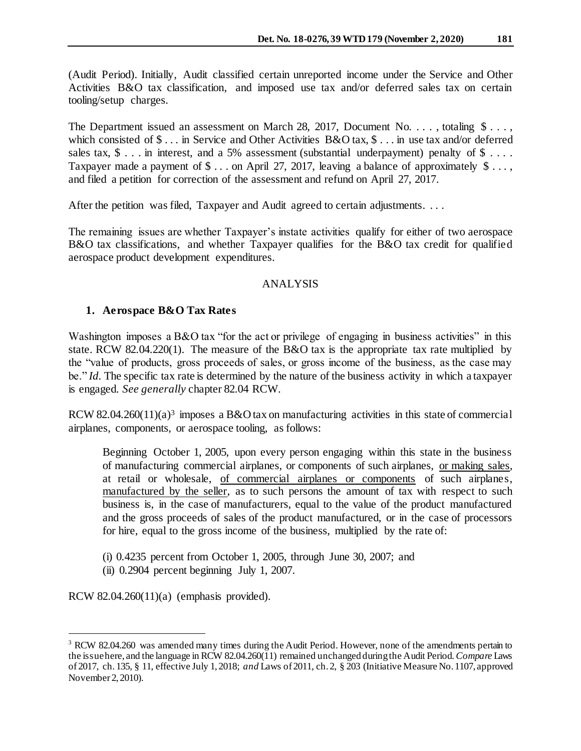(Audit Period). Initially, Audit classified certain unreported income under the Service and Other Activities B&O tax classification, and imposed use tax and/or deferred sales tax on certain tooling/setup charges.

The Department issued an assessment on March 28, 2017, Document No. . . . , totaling $ . . . , which consisted of $ . . . in Service and Other Activities B&O tax, $ . . . in use tax and/or deferred sales tax, $ . . . in interest, and a 5% assessment (substantial underpayment) penalty of $ . . . . Taxpayer made a payment of $ . . . on April 27, 2017, leaving a balance of approximately $ . . . , and filed a petition for correction of the assessment and refund on April 27, 2017.

After the petition was filed, Taxpayer and Audit agreed to certain adjustments. . . .

The remaining issues are whether Taxpayer's instate activities qualify for either of two aerospace B&O tax classifications, and whether Taxpayer qualifies for the B&O tax credit for qualified aerospace product development expenditures.

## ANALYSIS

### 1. Aerospace B&O Tax Rates

Washington imposes a B&O tax "for the act or privilege of engaging in business activities" in this state. RCW 82.04.220(1). The measure of the B&O tax is the appropriate tax rate multiplied by the "value of products, gross proceeds of sales, or gross income of the business, as the case may be." *Id*. The specific tax rate is determined by the nature of the business activity in which a taxpayer is engaged. *See generally* chapter 82.04 RCW.

RCW 82.04.260(11)(a)[3] imposes a B&O tax on manufacturing activities in this state of commercial airplanes, components, or aerospace tooling, as follows:

> Beginning October 1, 2005, upon every person engaging within this state in the business of manufacturing commercial airplanes, or components of such airplanes, <u>or making sales</u>, at retail or wholesale, <u>of commercial airplanes or components</u> of such airplanes, <u>manufactured by the seller</u>, as to such persons the amount of tax with respect to such business is, in the case of manufacturers, equal to the value of the product manufactured and the gross proceeds of sales of the product manufactured, or in the case of processors for hire, equal to the gross income of the business, multiplied by the rate of:
>
> (i) 0.4235 percent from October 1, 2005, through June 30, 2007; and
> (ii) 0.2904 percent beginning July 1, 2007.

RCW 82.04.260(11)(a) (emphasis provided).

---

[3] RCW 82.04.260 was amended many times during the Audit Period. However, none of the amendments pertain to the issue here, and the language in RCW 82.04.260(11) remained unchanged during the Audit Period. *Compare* Laws of 2017, ch. 135, § 11, effective July 1, 2018; *and* Laws of 2011, ch. 2, § 203 (Initiative Measure No. 1107, approved November 2, 2010).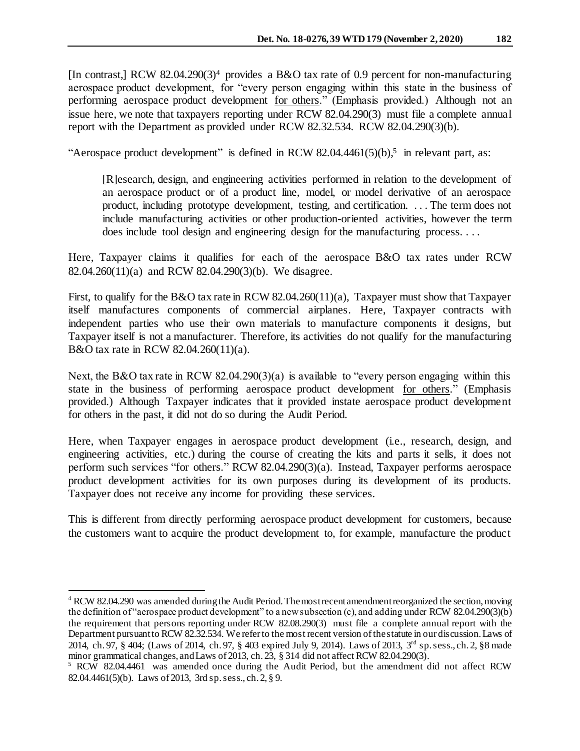[In contrast,] RCW 82.04.290(3)[4] provides a B&O tax rate of 0.9 percent for non-manufacturing aerospace product development, for "every person engaging within this state in the business of performing aerospace product development for others." (Emphasis provided.) Although not an issue here, we note that taxpayers reporting under RCW 82.04.290(3) must file a complete annual report with the Department as provided under RCW 82.32.534. RCW 82.04.290(3)(b).

"Aerospace product development" is defined in RCW 82.04.4461(5)(b),[5] in relevant part, as:

> [R]esearch, design, and engineering activities performed in relation to the development of an aerospace product or of a product line, model, or model derivative of an aerospace product, including prototype development, testing, and certification. . . . The term does not include manufacturing activities or other production-oriented activities, however the term does include tool design and engineering design for the manufacturing process. . . .

Here, Taxpayer claims it qualifies for each of the aerospace B&O tax rates under RCW 82.04.260(11)(a) and RCW 82.04.290(3)(b). We disagree.

First, to qualify for the B&O tax rate in RCW 82.04.260(11)(a), Taxpayer must show that Taxpayer itself manufactures components of commercial airplanes. Here, Taxpayer contracts with independent parties who use their own materials to manufacture components it designs, but Taxpayer itself is not a manufacturer. Therefore, its activities do not qualify for the manufacturing B&O tax rate in RCW 82.04.260(11)(a).

Next, the B&O tax rate in RCW 82.04.290(3)(a) is available to "every person engaging within this state in the business of performing aerospace product development for others." (Emphasis provided.) Although Taxpayer indicates that it provided instate aerospace product development for others in the past, it did not do so during the Audit Period.

Here, when Taxpayer engages in aerospace product development (i.e., research, design, and engineering activities, etc.) during the course of creating the kits and parts it sells, it does not perform such services "for others." RCW 82.04.290(3)(a). Instead, Taxpayer performs aerospace product development activities for its own purposes during its development of its products. Taxpayer does not receive any income for providing these services.

This is different from directly performing aerospace product development for customers, because the customers want to acquire the product development to, for example, manufacture the product

---

[4] RCW 82.04.290 was amended during the Audit Period. The most recent amendment reorganized the section, moving the definition of "aerospace product development" to a new subsection (c), and adding under RCW 82.04.290(3)(b) the requirement that persons reporting under RCW 82.08.290(3) must file a complete annual report with the Department pursuant to RCW 82.32.534. We refer to the most recent version of the statute in our discussion. Laws of 2014, ch. 97, § 404; (Laws of 2014, ch. 97, § 403 expired July 9, 2014). Laws of 2013, 3rd sp. sess., ch. 2, §8 made minor grammatical changes, and Laws of 2013, ch. 23, § 314 did not affect RCW 82.04.290(3).

[5] RCW 82.04.4461 was amended once during the Audit Period, but the amendment did not affect RCW 82.04.4461(5)(b). Laws of 2013, 3rd sp. sess., ch. 2, § 9.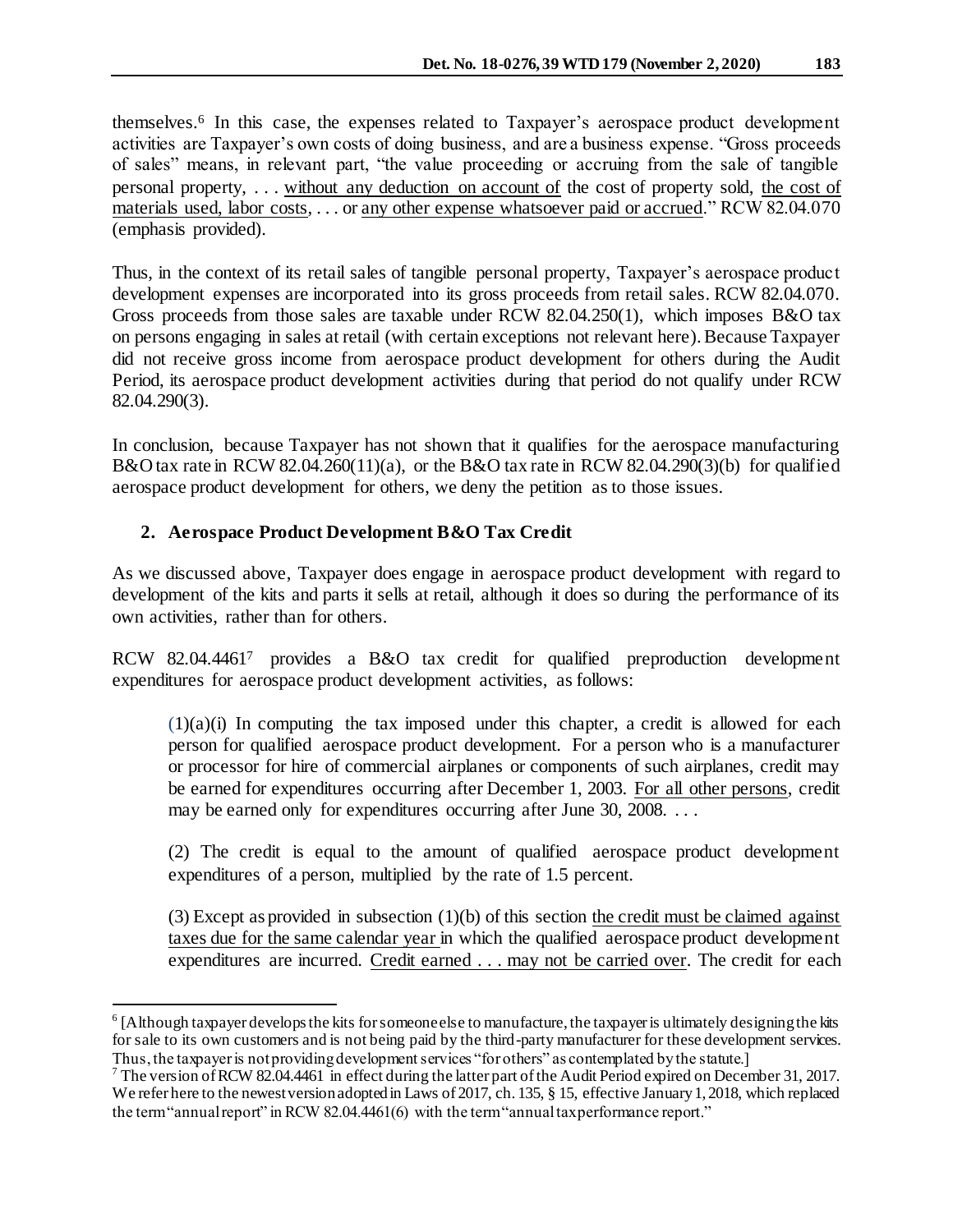themselves.[6] In this case, the expenses related to Taxpayer's aerospace product development activities are Taxpayer's own costs of doing business, and are a business expense. "Gross proceeds of sales" means, in relevant part, "the value proceeding or accruing from the sale of tangible personal property, . . . without any deduction on account of the cost of property sold, the cost of materials used, labor costs, . . . or any other expense whatsoever paid or accrued." RCW 82.04.070 (emphasis provided).

Thus, in the context of its retail sales of tangible personal property, Taxpayer's aerospace product development expenses are incorporated into its gross proceeds from retail sales. RCW 82.04.070. Gross proceeds from those sales are taxable under RCW 82.04.250(1), which imposes B&O tax on persons engaging in sales at retail (with certain exceptions not relevant here). Because Taxpayer did not receive gross income from aerospace product development for others during the Audit Period, its aerospace product development activities during that period do not qualify under RCW 82.04.290(3).

In conclusion, because Taxpayer has not shown that it qualifies for the aerospace manufacturing B&O tax rate in RCW 82.04.260(11)(a), or the B&O tax rate in RCW 82.04.290(3)(b) for qualified aerospace product development for others, we deny the petition as to those issues.

## 2. Aerospace Product Development B&O Tax Credit

As we discussed above, Taxpayer does engage in aerospace product development with regard to development of the kits and parts it sells at retail, although it does so during the performance of its own activities, rather than for others.

RCW 82.04.4461[7] provides a B&O tax credit for qualified preproduction development expenditures for aerospace product development activities, as follows:

> (1)(a)(i) In computing the tax imposed under this chapter, a credit is allowed for each person for qualified aerospace product development. For a person who is a manufacturer or processor for hire of commercial airplanes or components of such airplanes, credit may be earned for expenditures occurring after December 1, 2003. For all other persons, credit may be earned only for expenditures occurring after June 30, 2008. . . .
>
> (2) The credit is equal to the amount of qualified aerospace product development expenditures of a person, multiplied by the rate of 1.5 percent.
>
> (3) Except as provided in subsection (1)(b) of this section the credit must be claimed against taxes due for the same calendar year in which the qualified aerospace product development expenditures are incurred. Credit earned . . . may not be carried over. The credit for each

---

[6] [Although taxpayer develops the kits for someone else to manufacture, the taxpayer is ultimately designing the kits for sale to its own customers and is not being paid by the third-party manufacturer for these development services. Thus, the taxpayer is not providing development services "for others" as contemplated by the statute.]

[7] The version of RCW 82.04.4461 in effect during the latter part of the Audit Period expired on December 31, 2017. We refer here to the newest version adopted in Laws of 2017, ch. 135, § 15, effective January 1, 2018, which replaced the term "annual report" in RCW 82.04.4461(6) with the term "annual tax performance report."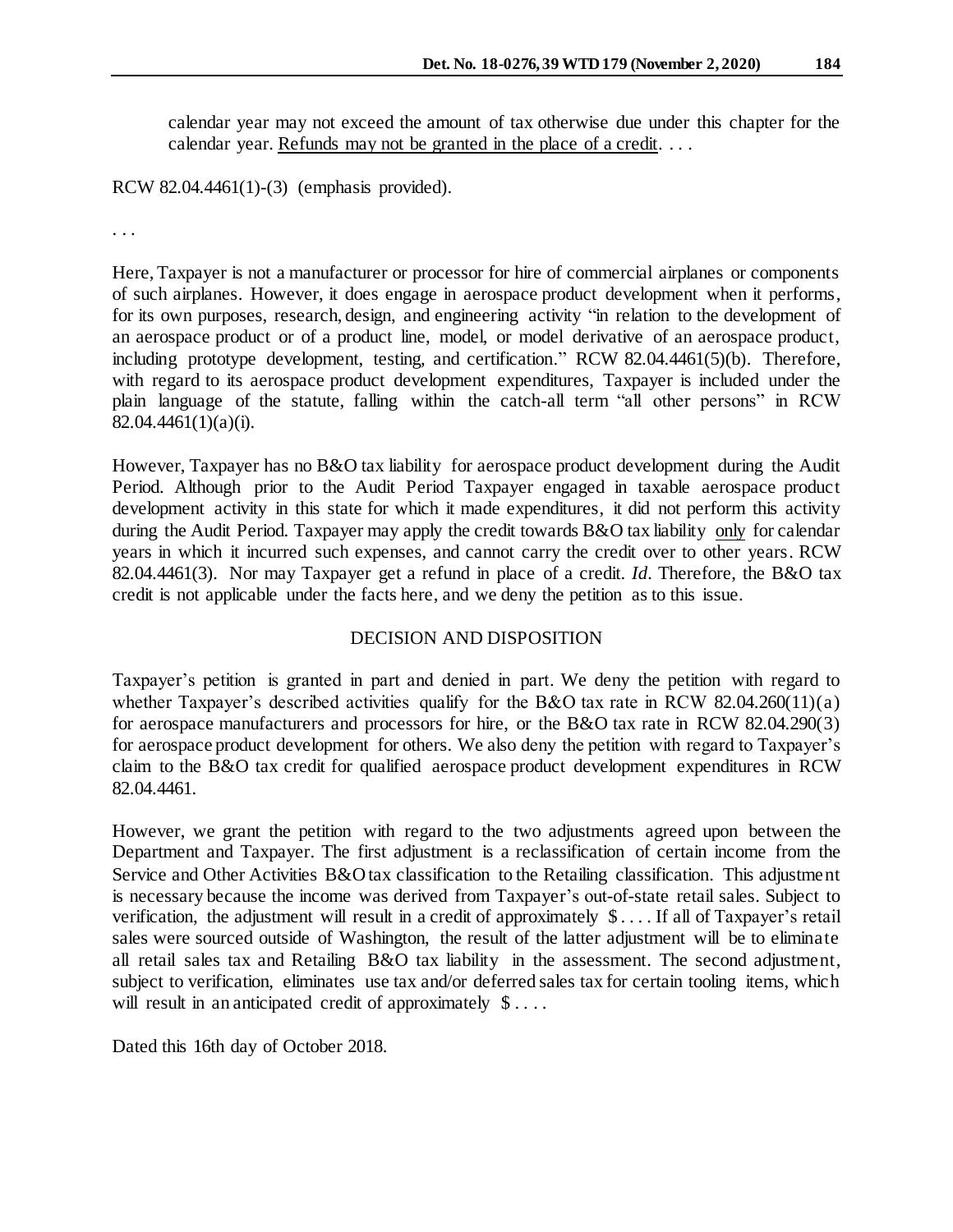calendar year may not exceed the amount of tax otherwise due under this chapter for the calendar year. <u>Refunds may not be granted in the place of a credit</u>. . . .

RCW 82.04.4461(1)-(3) (emphasis provided).

. . .

Here, Taxpayer is not a manufacturer or processor for hire of commercial airplanes or components of such airplanes. However, it does engage in aerospace product development when it performs, for its own purposes, research, design, and engineering activity "in relation to the development of an aerospace product or of a product line, model, or model derivative of an aerospace product, including prototype development, testing, and certification." RCW 82.04.4461(5)(b). Therefore, with regard to its aerospace product development expenditures, Taxpayer is included under the plain language of the statute, falling within the catch-all term "all other persons" in RCW 82.04.4461(1)(a)(i).

However, Taxpayer has no B&O tax liability for aerospace product development during the Audit Period. Although prior to the Audit Period Taxpayer engaged in taxable aerospace product development activity in this state for which it made expenditures, it did not perform this activity during the Audit Period. Taxpayer may apply the credit towards B&O tax liability <u>only</u> for calendar years in which it incurred such expenses, and cannot carry the credit over to other years. RCW 82.04.4461(3). Nor may Taxpayer get a refund in place of a credit. *Id*. Therefore, the B&O tax credit is not applicable under the facts here, and we deny the petition as to this issue.

## DECISION AND DISPOSITION

Taxpayer's petition is granted in part and denied in part. We deny the petition with regard to whether Taxpayer's described activities qualify for the B&O tax rate in RCW 82.04.260(11)(a) for aerospace manufacturers and processors for hire, or the B&O tax rate in RCW 82.04.290(3) for aerospace product development for others. We also deny the petition with regard to Taxpayer's claim to the B&O tax credit for qualified aerospace product development expenditures in RCW 82.04.4461.

However, we grant the petition with regard to the two adjustments agreed upon between the Department and Taxpayer. The first adjustment is a reclassification of certain income from the Service and Other Activities B&O tax classification to the Retailing classification. This adjustment is necessary because the income was derived from Taxpayer's out-of-state retail sales. Subject to verification, the adjustment will result in a credit of approximately $ . . . . If all of Taxpayer's retail sales were sourced outside of Washington, the result of the latter adjustment will be to eliminate all retail sales tax and Retailing B&O tax liability in the assessment. The second adjustment, subject to verification, eliminates use tax and/or deferred sales tax for certain tooling items, which will result in an anticipated credit of approximately $ . . . .

Dated this 16th day of October 2018.